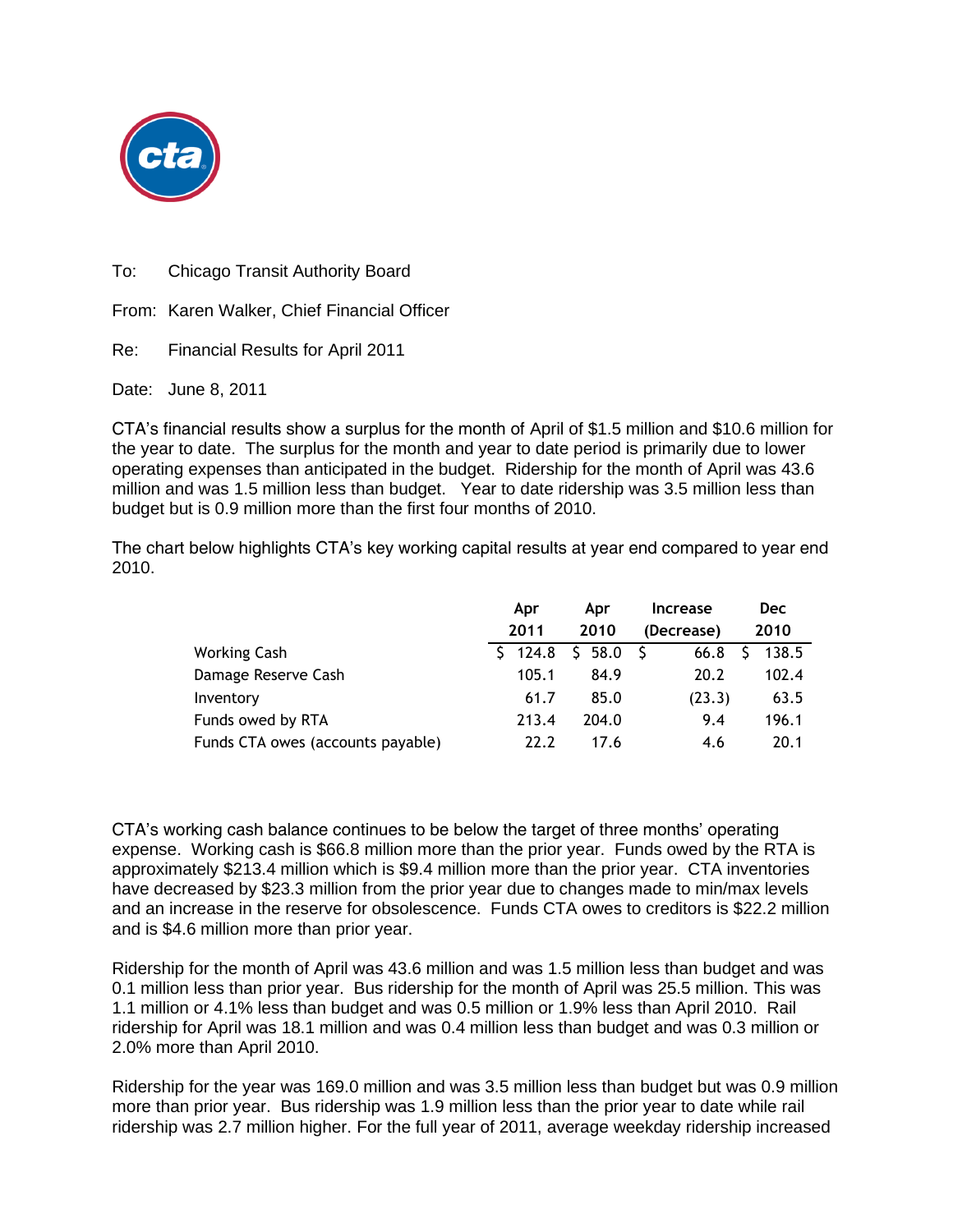To: Chicago Transit Authority Board

From: Karen Walker, Chief Financial Officer

Re: Financial Results for April 2011

Date: June 8, 2011

CTA's financial results show a surplus for the month of April of $1.5 million and $10.6 million for the year to date. The surplus for the month and year to date period is primarily due to lower operating expenses than anticipated in the budget. Ridership for the month of April was 43.6 million and was 1.5 million less than budget. Year to date ridership was 3.5 million less than budget but is 0.9 million more than the first four months of 2010.

The chart below highlights CTA's key working capital results at year end compared to year end 2010.

| | Apr 2011 | Apr 2010 | Increase (Decrease) | Dec 2010 |
|---|---|---|---|---|
| Working Cash | $ 124.8 | $ 58.0 | $ 66.8 | $ 138.5 |
| Damage Reserve Cash | 105.1 | 84.9 | 20.2 | 102.4 |
| Inventory | 61.7 | 85.0 | (23.3) | 63.5 |
| Funds owed by RTA | 213.4 | 204.0 | 9.4 | 196.1 |
| Funds CTA owes (accounts payable) | 22.2 | 17.6 | 4.6 | 20.1 |

CTA's working cash balance continues to be below the target of three months' operating expense. Working cash is $66.8 million more than the prior year. Funds owed by the RTA is approximately $213.4 million which is $9.4 million more than the prior year. CTA inventories have decreased by $23.3 million from the prior year due to changes made to min/max levels and an increase in the reserve for obsolescence. Funds CTA owes to creditors is $22.2 million and is $4.6 million more than prior year.

Ridership for the month of April was 43.6 million and was 1.5 million less than budget and was 0.1 million less than prior year. Bus ridership for the month of April was 25.5 million. This was 1.1 million or 4.1% less than budget and was 0.5 million or 1.9% less than April 2010. Rail ridership for April was 18.1 million and was 0.4 million less than budget and was 0.3 million or 2.0% more than April 2010.

Ridership for the year was 169.0 million and was 3.5 million less than budget but was 0.9 million more than prior year. Bus ridership was 1.9 million less than the prior year to date while rail ridership was 2.7 million higher. For the full year of 2011, average weekday ridership increased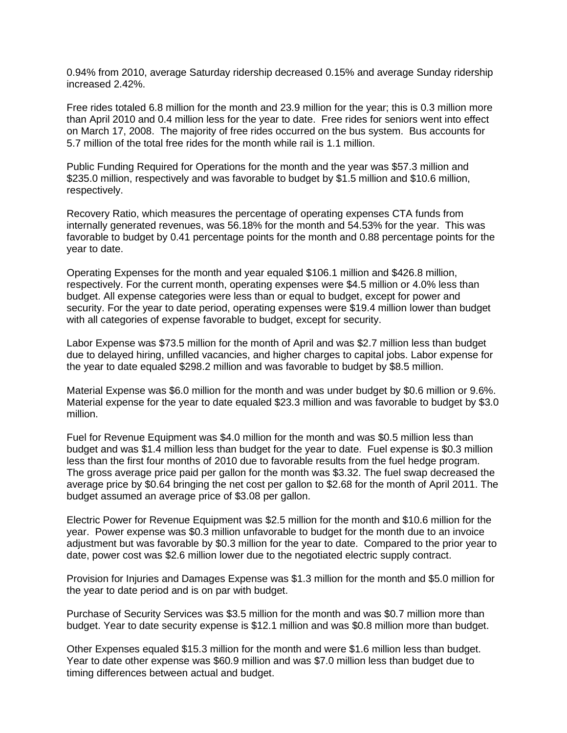0.94% from 2010, average Saturday ridership decreased 0.15% and average Sunday ridership increased 2.42%.

Free rides totaled 6.8 million for the month and 23.9 million for the year; this is 0.3 million more than April 2010 and 0.4 million less for the year to date. Free rides for seniors went into effect on March 17, 2008. The majority of free rides occurred on the bus system. Bus accounts for 5.7 million of the total free rides for the month while rail is 1.1 million.

Public Funding Required for Operations for the month and the year was $57.3 million and $235.0 million, respectively and was favorable to budget by $1.5 million and $10.6 million, respectively.

Recovery Ratio, which measures the percentage of operating expenses CTA funds from internally generated revenues, was 56.18% for the month and 54.53% for the year. This was favorable to budget by 0.41 percentage points for the month and 0.88 percentage points for the year to date.

Operating Expenses for the month and year equaled $106.1 million and $426.8 million, respectively. For the current month, operating expenses were $4.5 million or 4.0% less than budget. All expense categories were less than or equal to budget, except for power and security. For the year to date period, operating expenses were $19.4 million lower than budget with all categories of expense favorable to budget, except for security.

Labor Expense was $73.5 million for the month of April and was $2.7 million less than budget due to delayed hiring, unfilled vacancies, and higher charges to capital jobs. Labor expense for the year to date equaled $298.2 million and was favorable to budget by $8.5 million.

Material Expense was $6.0 million for the month and was under budget by $0.6 million or 9.6%. Material expense for the year to date equaled $23.3 million and was favorable to budget by $3.0 million.

Fuel for Revenue Equipment was $4.0 million for the month and was $0.5 million less than budget and was $1.4 million less than budget for the year to date. Fuel expense is $0.3 million less than the first four months of 2010 due to favorable results from the fuel hedge program. The gross average price paid per gallon for the month was $3.32. The fuel swap decreased the average price by $0.64 bringing the net cost per gallon to $2.68 for the month of April 2011. The budget assumed an average price of $3.08 per gallon.

Electric Power for Revenue Equipment was $2.5 million for the month and $10.6 million for the year. Power expense was $0.3 million unfavorable to budget for the month due to an invoice adjustment but was favorable by $0.3 million for the year to date. Compared to the prior year to date, power cost was $2.6 million lower due to the negotiated electric supply contract.

Provision for Injuries and Damages Expense was $1.3 million for the month and $5.0 million for the year to date period and is on par with budget.

Purchase of Security Services was $3.5 million for the month and was $0.7 million more than budget. Year to date security expense is $12.1 million and was $0.8 million more than budget.

Other Expenses equaled $15.3 million for the month and were $1.6 million less than budget. Year to date other expense was $60.9 million and was $7.0 million less than budget due to timing differences between actual and budget.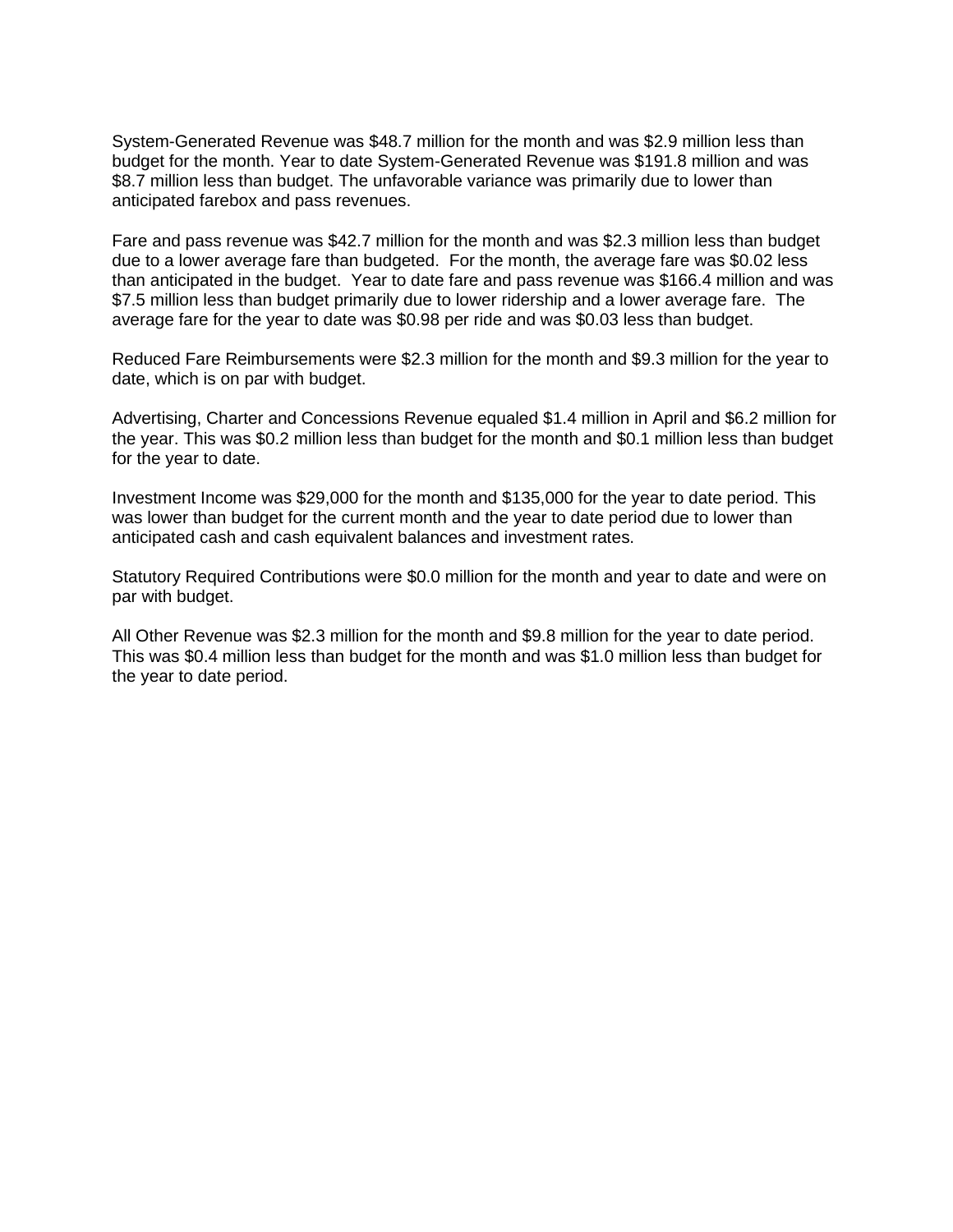System-Generated Revenue was $48.7 million for the month and was $2.9 million less than budget for the month. Year to date System-Generated Revenue was $191.8 million and was $8.7 million less than budget. The unfavorable variance was primarily due to lower than anticipated farebox and pass revenues.

Fare and pass revenue was $42.7 million for the month and was $2.3 million less than budget due to a lower average fare than budgeted. For the month, the average fare was $0.02 less than anticipated in the budget. Year to date fare and pass revenue was $166.4 million and was $7.5 million less than budget primarily due to lower ridership and a lower average fare. The average fare for the year to date was $0.98 per ride and was $0.03 less than budget.

Reduced Fare Reimbursements were $2.3 million for the month and $9.3 million for the year to date, which is on par with budget.

Advertising, Charter and Concessions Revenue equaled $1.4 million in April and $6.2 million for the year. This was $0.2 million less than budget for the month and $0.1 million less than budget for the year to date.

Investment Income was $29,000 for the month and $135,000 for the year to date period. This was lower than budget for the current month and the year to date period due to lower than anticipated cash and cash equivalent balances and investment rates.

Statutory Required Contributions were $0.0 million for the month and year to date and were on par with budget.

All Other Revenue was $2.3 million for the month and $9.8 million for the year to date period. This was $0.4 million less than budget for the month and was $1.0 million less than budget for the year to date period.